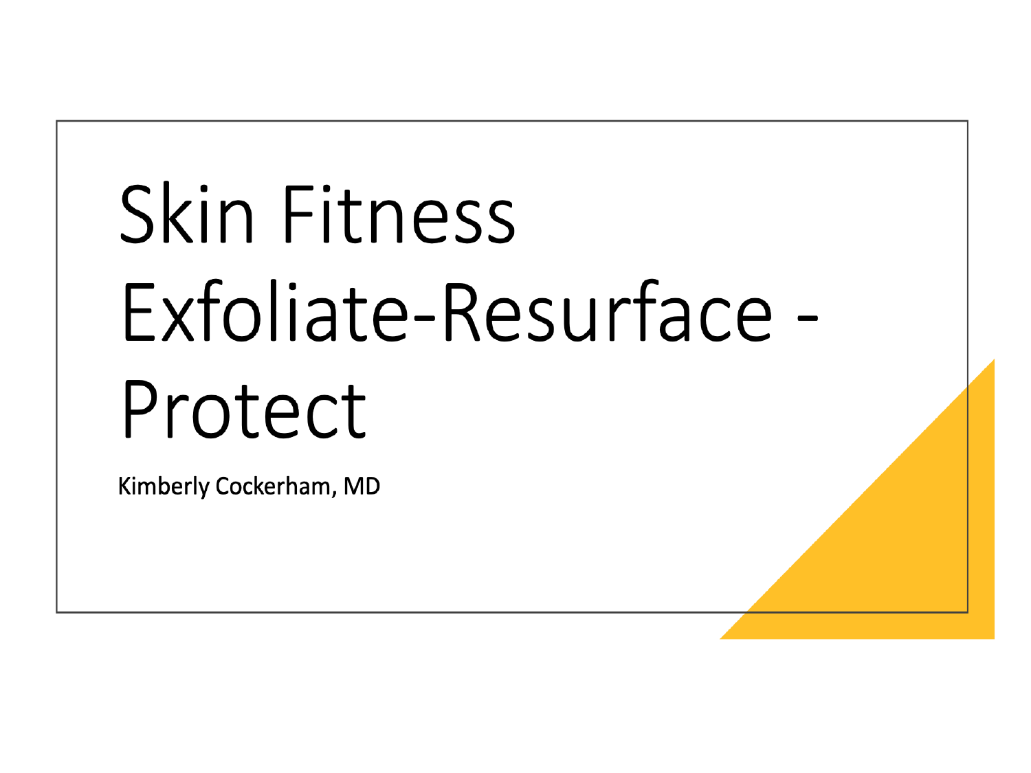# Skin Fitness Exfoliate-Resurface - Protect

Kimberly Cockerham, MD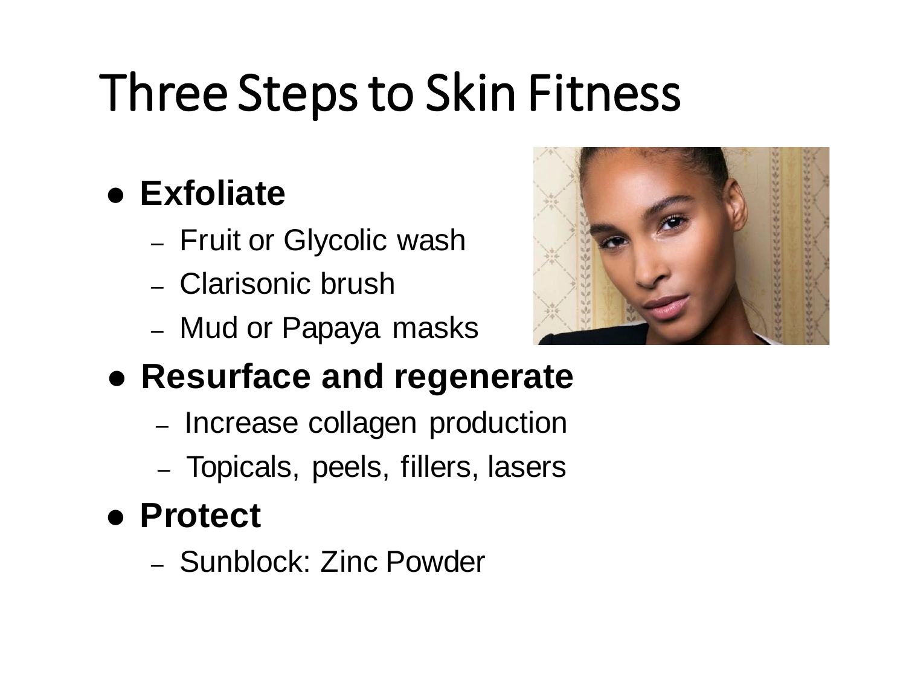# Three Steps to Skin Fitness

- **Exfoliate**
  - Fruit or Glycolic wash
  - Clarisonic brush
  - Mud or Papaya masks
- **Resurface and regenerate**
  - Increase collagen production
  - Topicals, peels, fillers, lasers
- **Protect**
  - Sunblock: Zinc Powder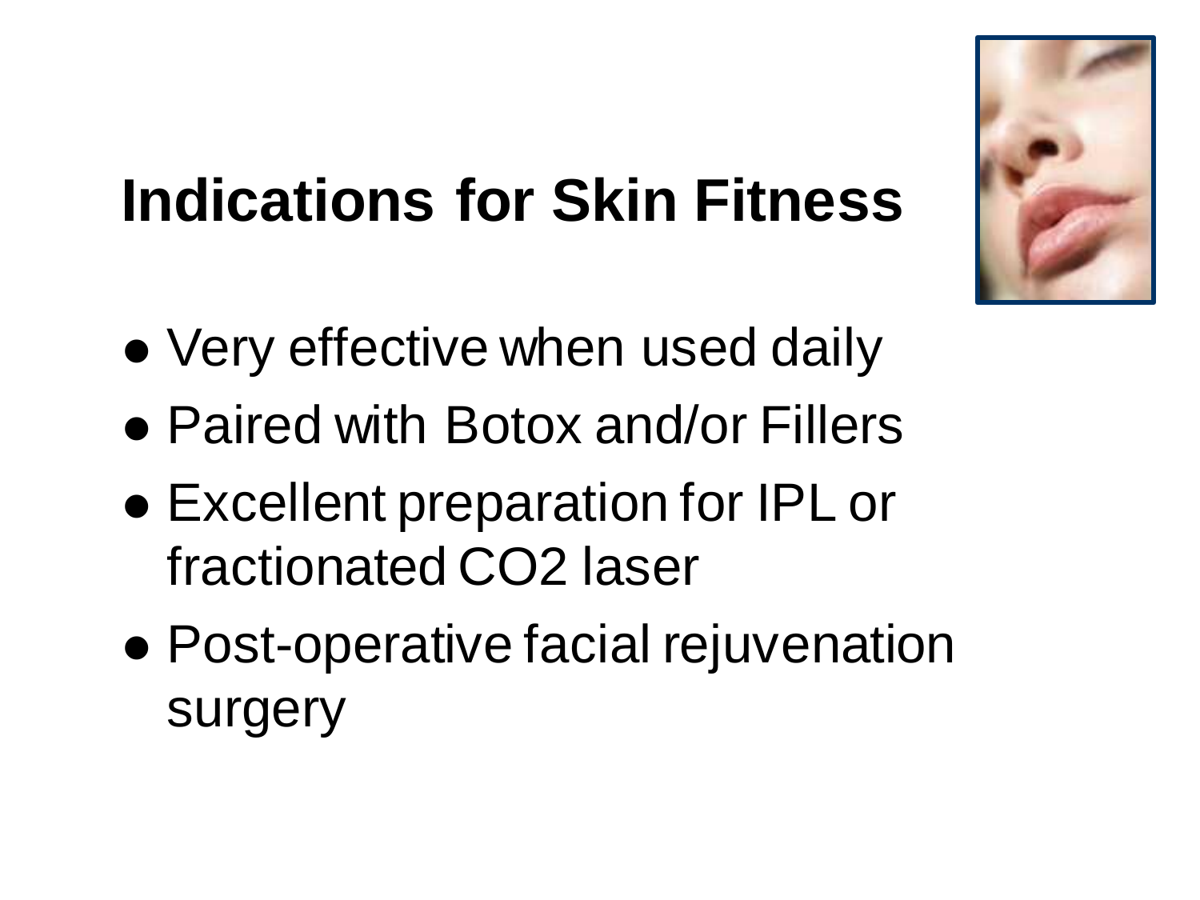# Indications for Skin Fitness

- Very effective when used daily
- Paired with Botox and/or Fillers
- Excellent preparation for IPL or fractionated $CO_2$ laser
- Post-operative facial rejuvenation surgery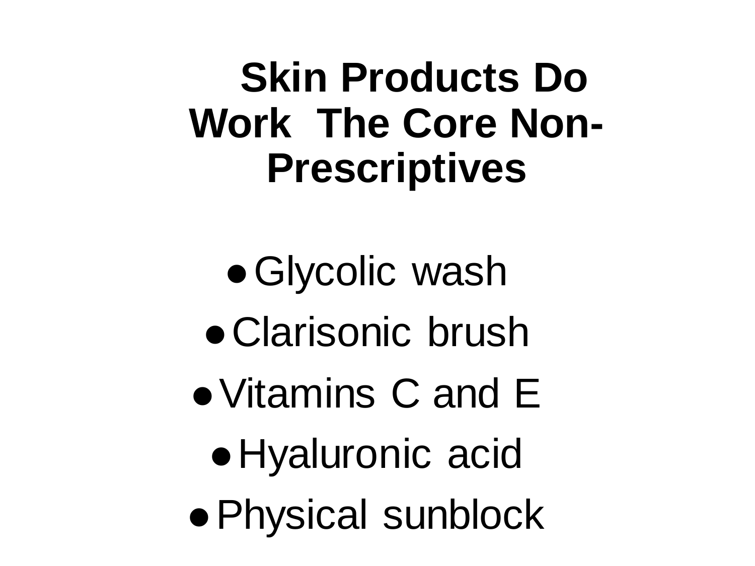# Skin Products Do Work The Core Non-Prescriptives

- Glycolic wash
- Clarisonic brush
- Vitamins C and E
- Hyaluronic acid
- Physical sunblock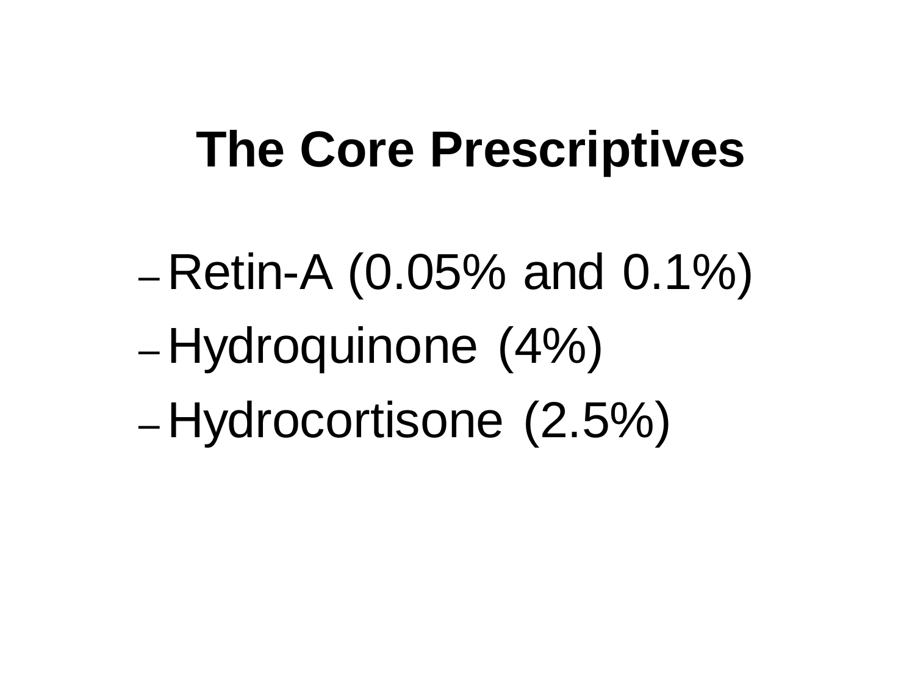# The Core Prescriptives

- Retin-A (0.05% and 0.1%)
- Hydroquinone (4%)
- Hydrocortisone (2.5%)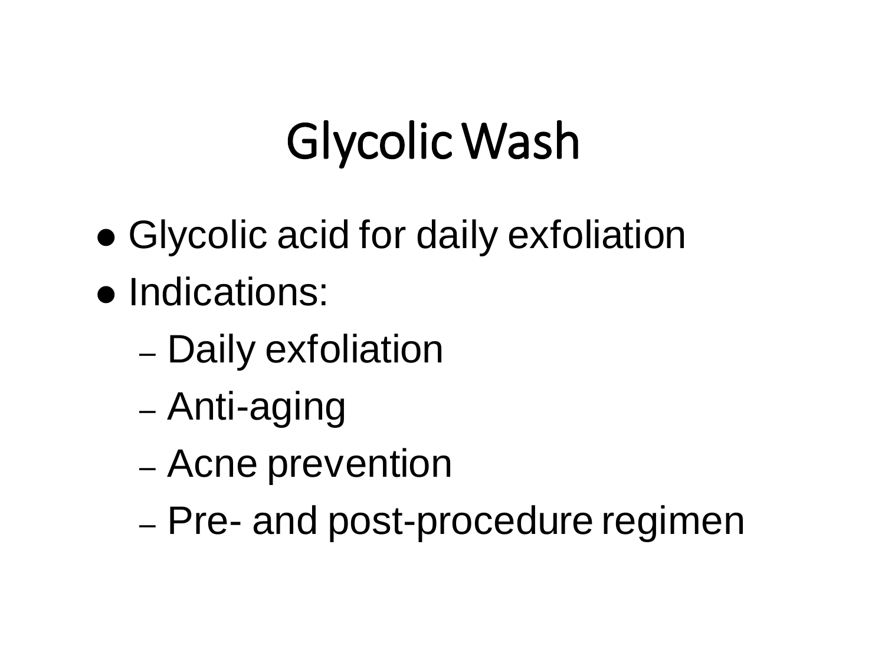# Glycolic Wash

- Glycolic acid for daily exfoliation
- Indications:
  - Daily exfoliation
  - Anti-aging
  - Acne prevention
  - Pre- and post-procedure regimen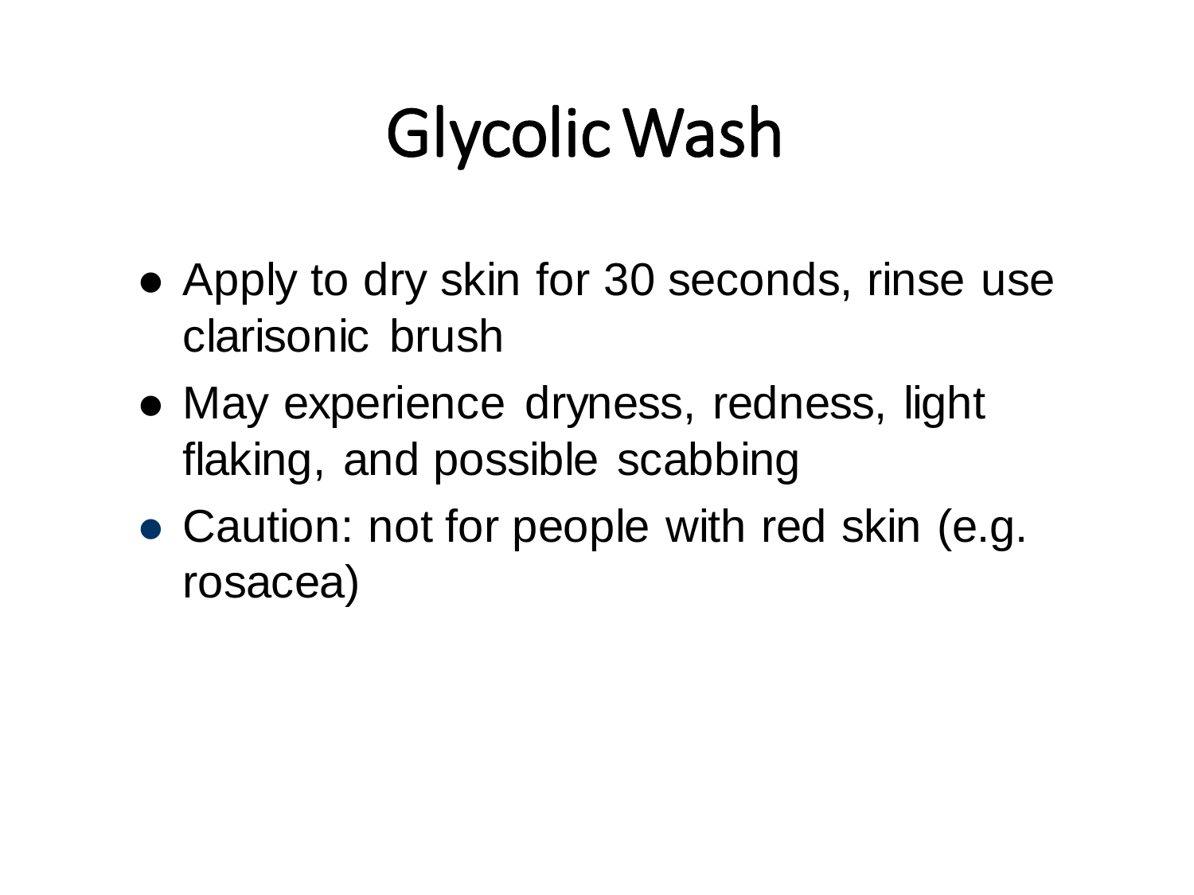# Glycolic Wash

- Apply to dry skin for 30 seconds, rinse use clarisonic brush
- May experience dryness, redness, light flaking, and possible scabbing
- Caution: not for people with red skin (e.g. rosacea)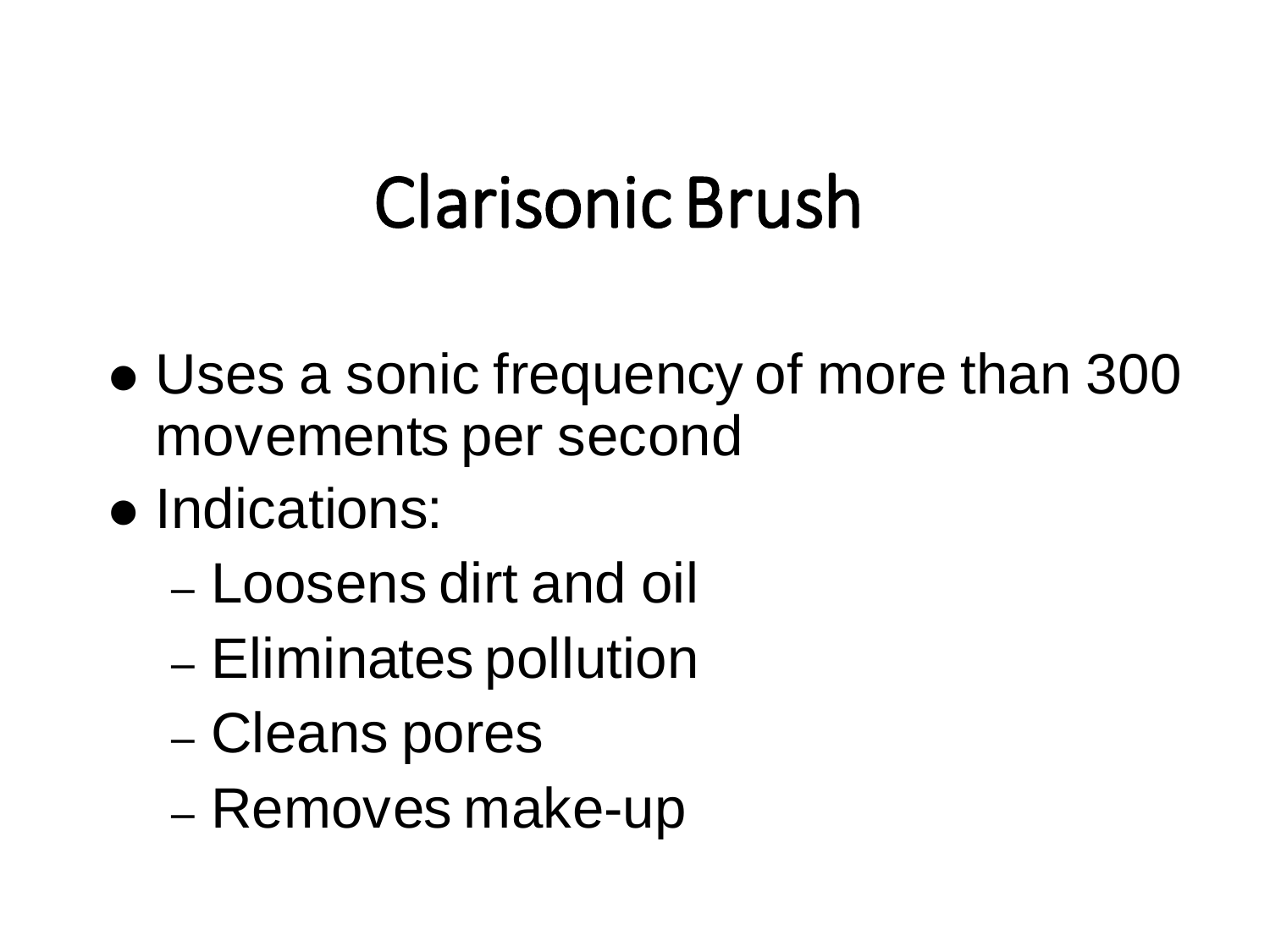# Clarisonic Brush

- Uses a sonic frequency of more than 300 movements per second
- Indications:
  - Loosens dirt and oil
  - Eliminates pollution
  - Cleans pores
  - Removes make-up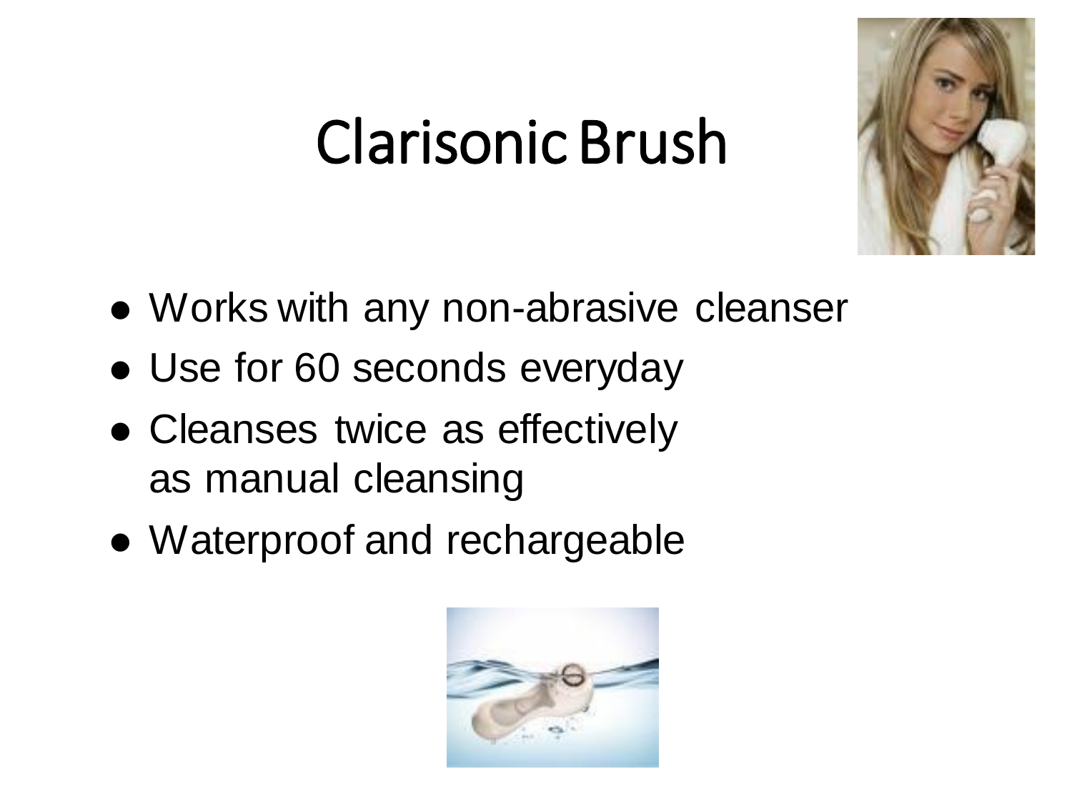# Clarisonic Brush

- Works with any non-abrasive cleanser
- Use for 60 seconds everyday
- Cleanses twice as effectively as manual cleansing
- Waterproof and rechargeable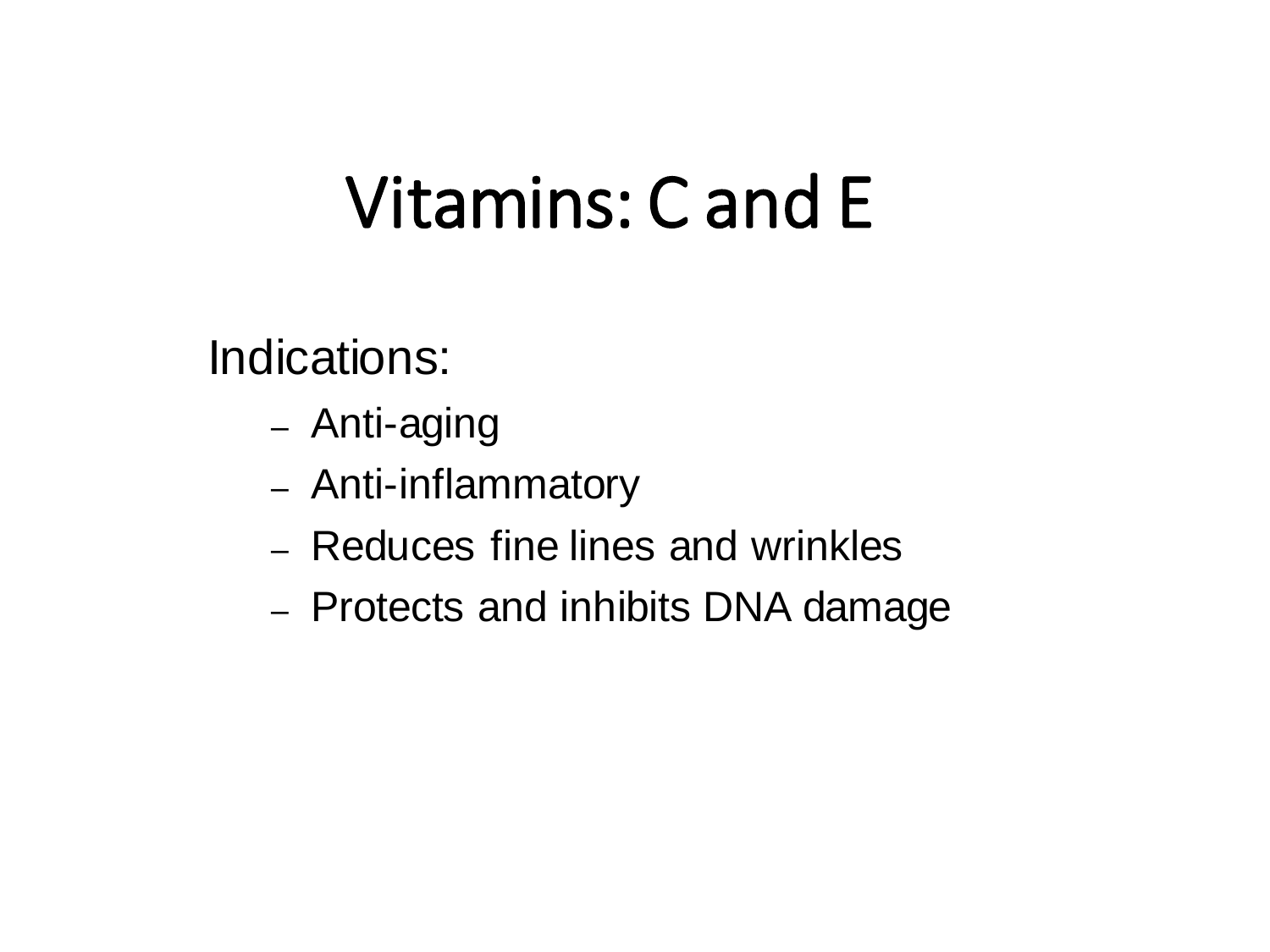# Vitamins: C and E

Indications:

- Anti-aging
- Anti-inflammatory
- Reduces fine lines and wrinkles
- Protects and inhibits DNA damage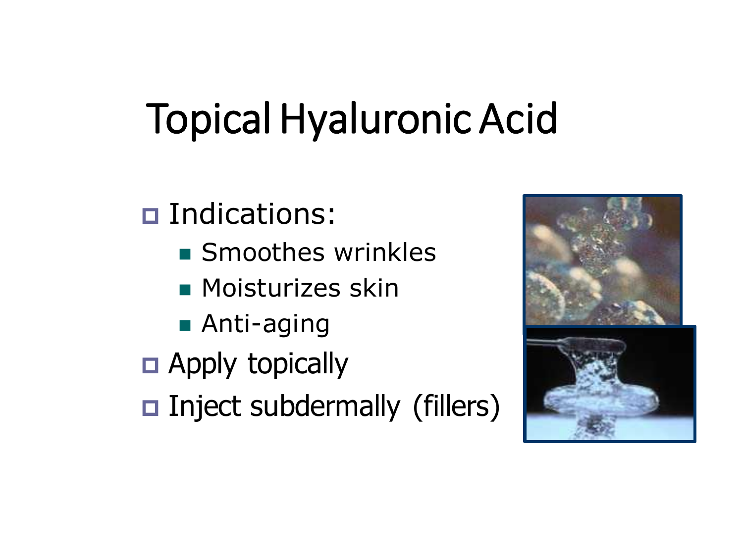# Topical Hyaluronic Acid

- Indications:
  - Smoothes wrinkles
  - Moisturizes skin
  - Anti-aging
- Apply topically
- Inject subdermally (fillers)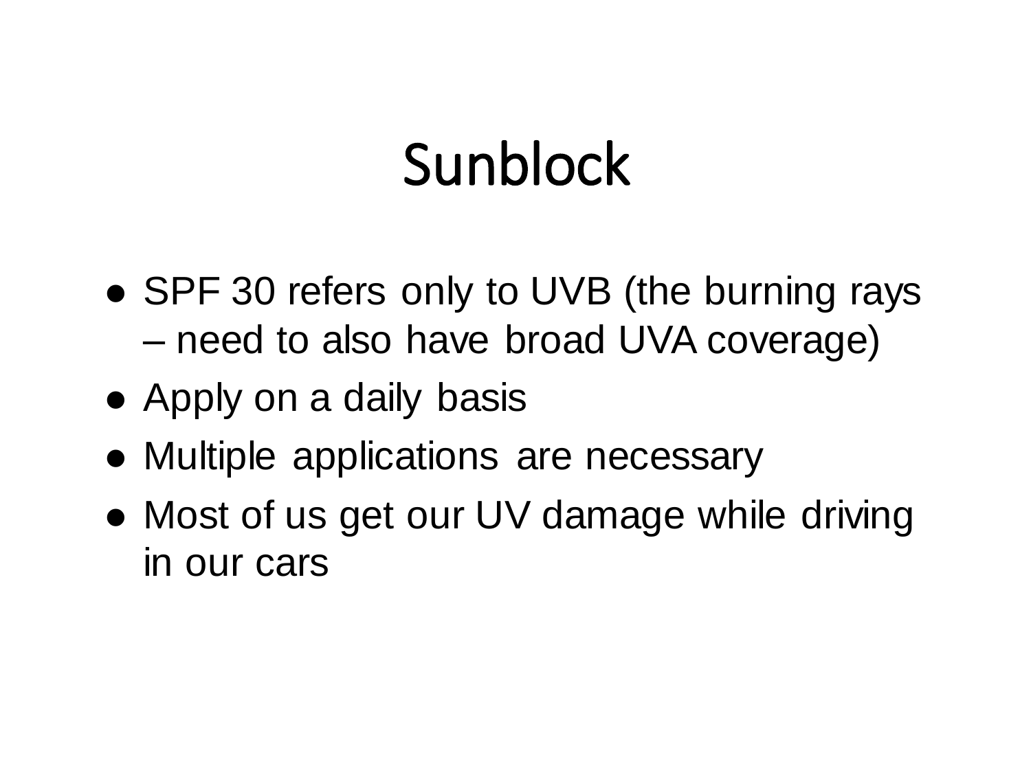# Sunblock

- SPF 30 refers only to UVB (the burning rays – need to also have broad UVA coverage)
- Apply on a daily basis
- Multiple applications are necessary
- Most of us get our UV damage while driving in our cars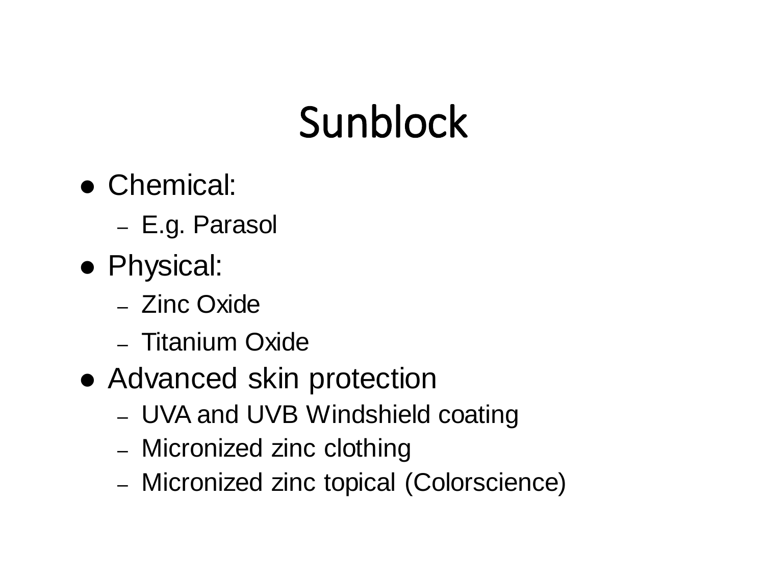# Sunblock

- Chemical:
  - E.g. Parasol
- Physical:
  - Zinc Oxide
  - Titanium Oxide
- Advanced skin protection
  - UVA and UVB Windshield coating
  - Micronized zinc clothing
  - Micronized zinc topical (Colorscience)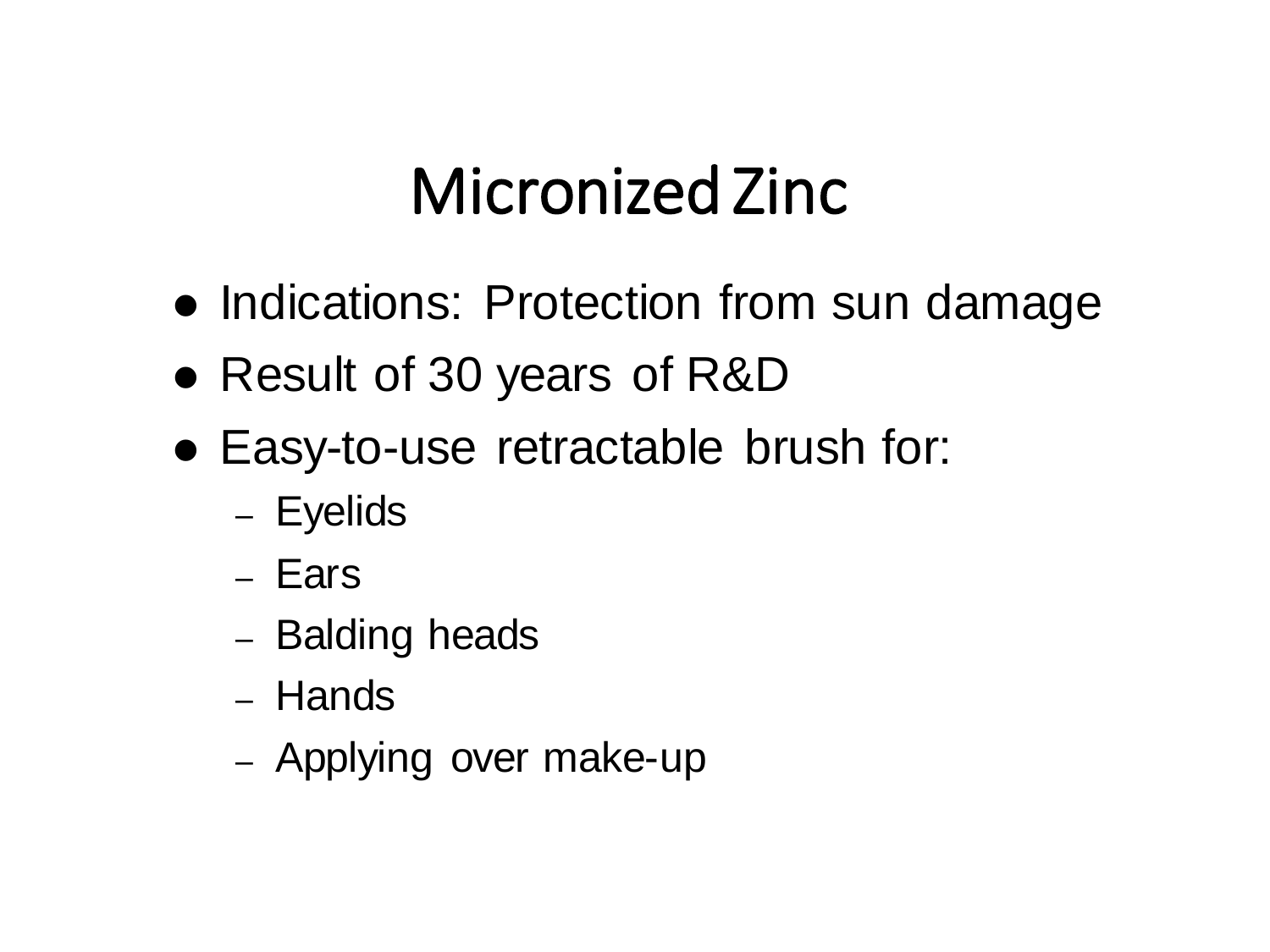# Micronized Zinc

- Indications: Protection from sun damage
- Result of 30 years of R&D
- Easy-to-use retractable brush for:
  - Eyelids
  - Ears
  - Balding heads
  - Hands
  - Applying over make-up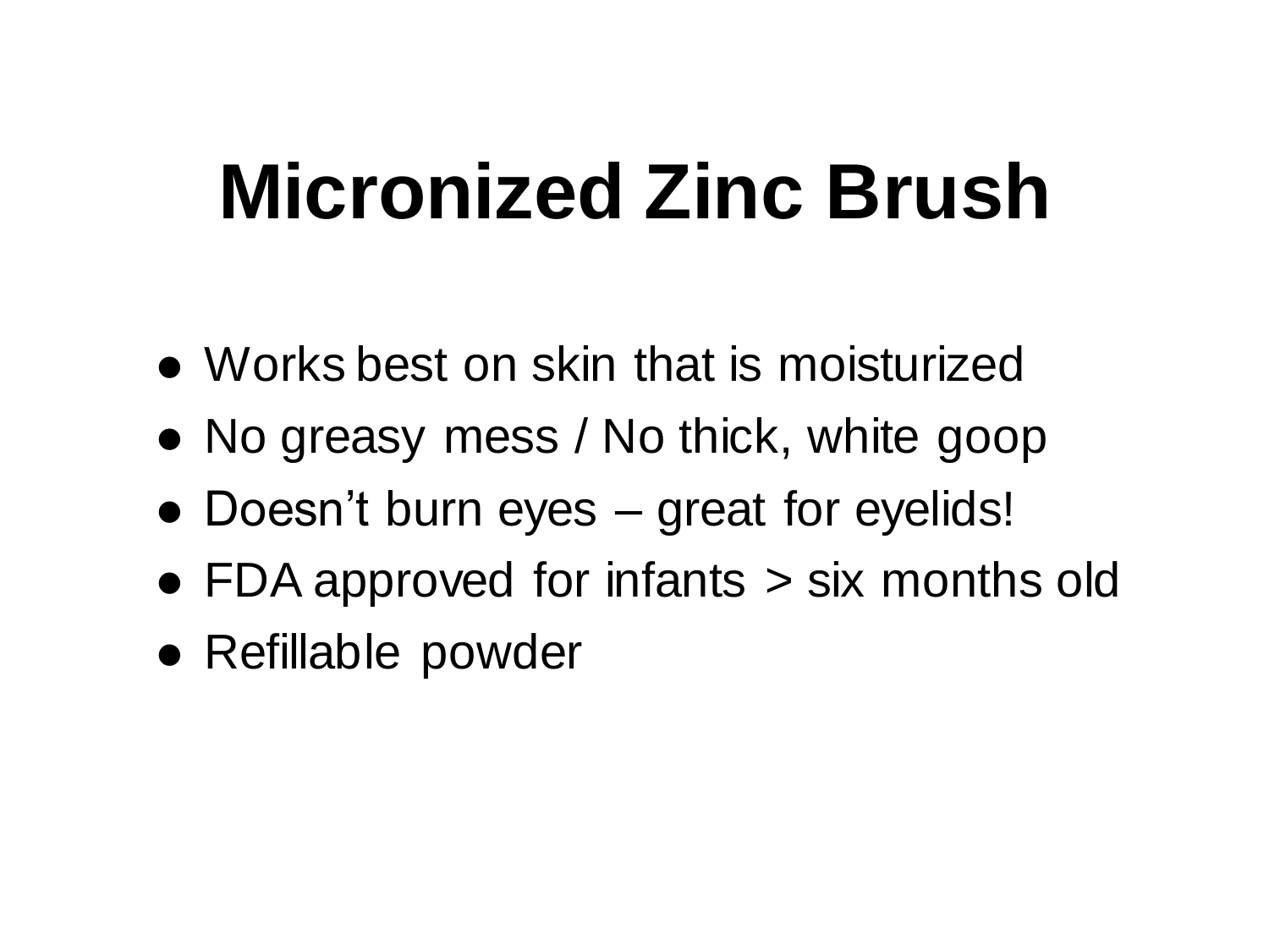# Micronized Zinc Brush

- Works best on skin that is moisturized
- No greasy mess / No thick, white goop
- Doesn't burn eyes – great for eyelids!
- FDA approved for infants > six months old
- Refillable powder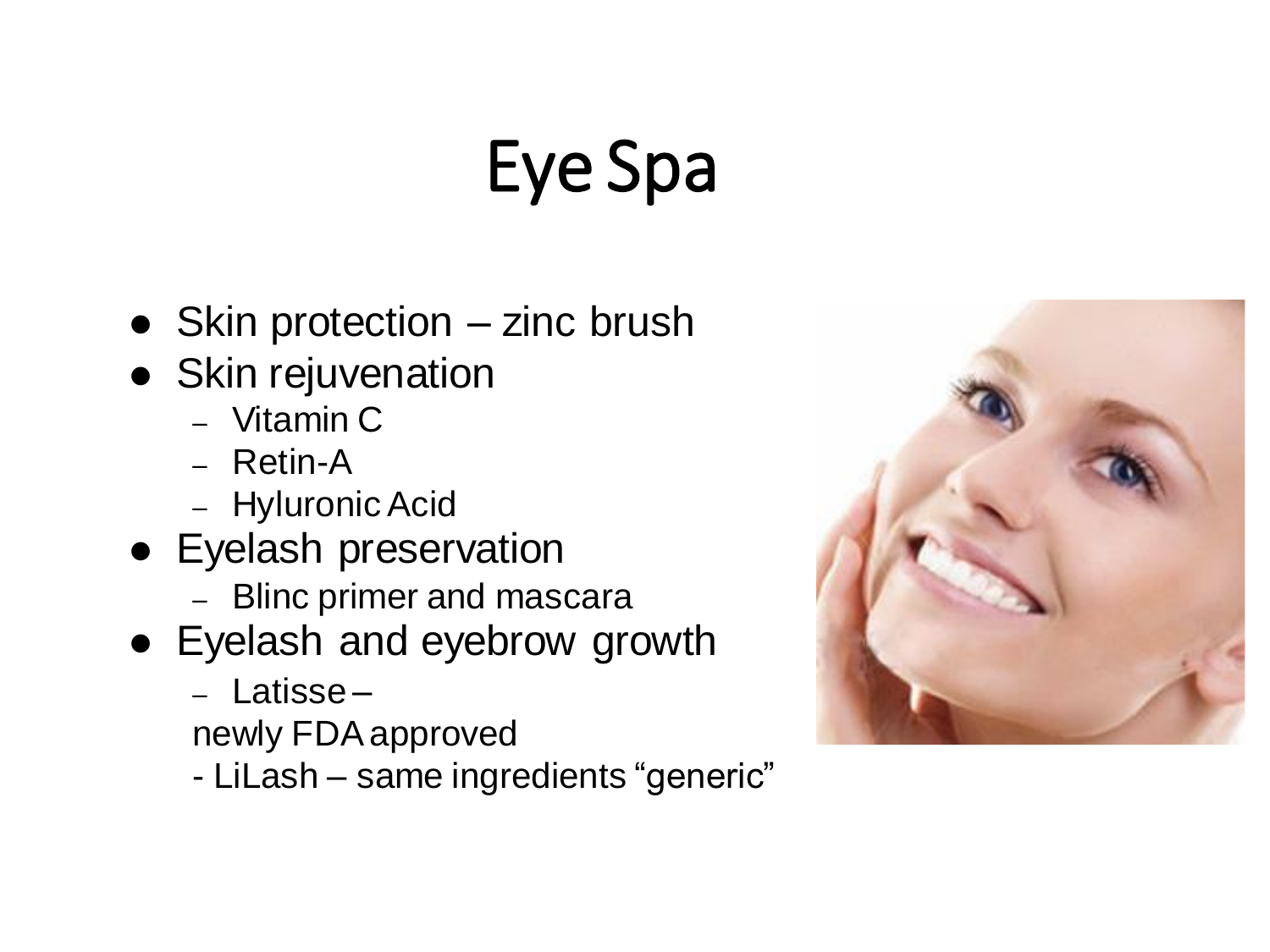# Eye Spa

- Skin protection – zinc brush
- Skin rejuvenation
  - Vitamin C
  - Retin-A
  - Hyluronic Acid
- Eyelash preservation
  - Blinc primer and mascara
- Eyelash and eyebrow growth
  - Latisse – newly FDA approved
  - LiLash – same ingredients "generic"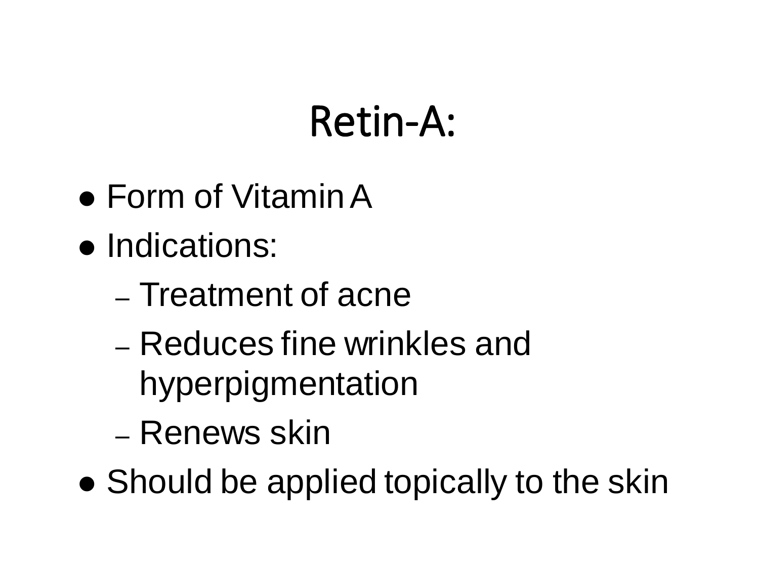# Retin-A:

- Form of Vitamin A
- Indications:
  - Treatment of acne
  - Reduces fine wrinkles and hyperpigmentation
  - Renews skin
- Should be applied topically to the skin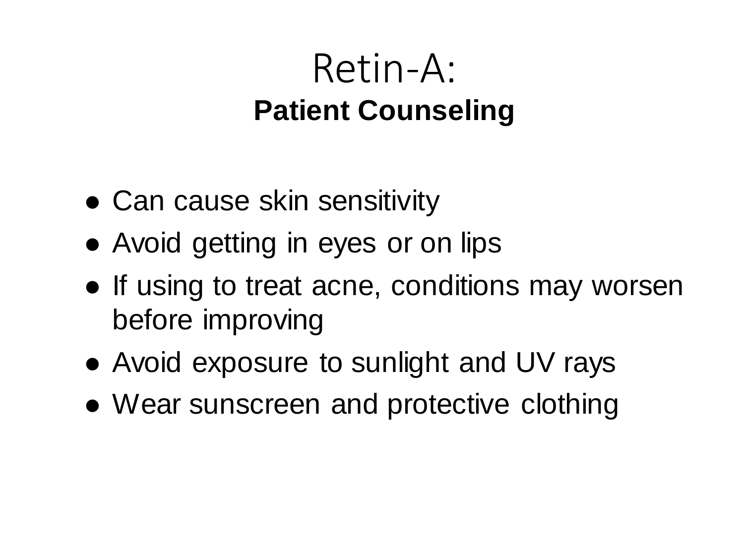# Retin-A:

## Patient Counseling

- Can cause skin sensitivity
- Avoid getting in eyes or on lips
- If using to treat acne, conditions may worsen before improving
- Avoid exposure to sunlight and UV rays
- Wear sunscreen and protective clothing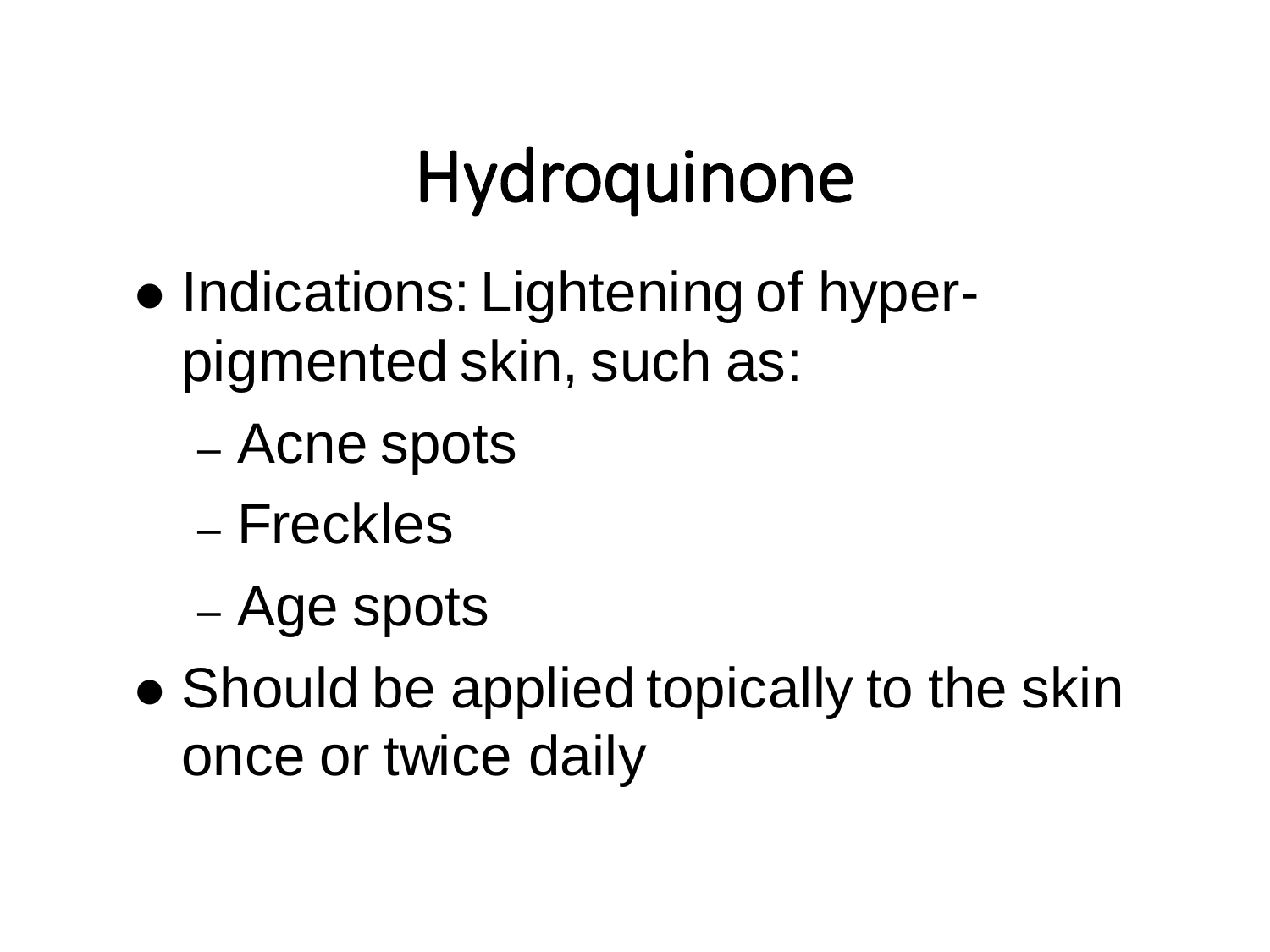# Hydroquinone

- Indications: Lightening of hyper-pigmented skin, such as:
  - Acne spots
  - Freckles
  - Age spots
- Should be applied topically to the skin once or twice daily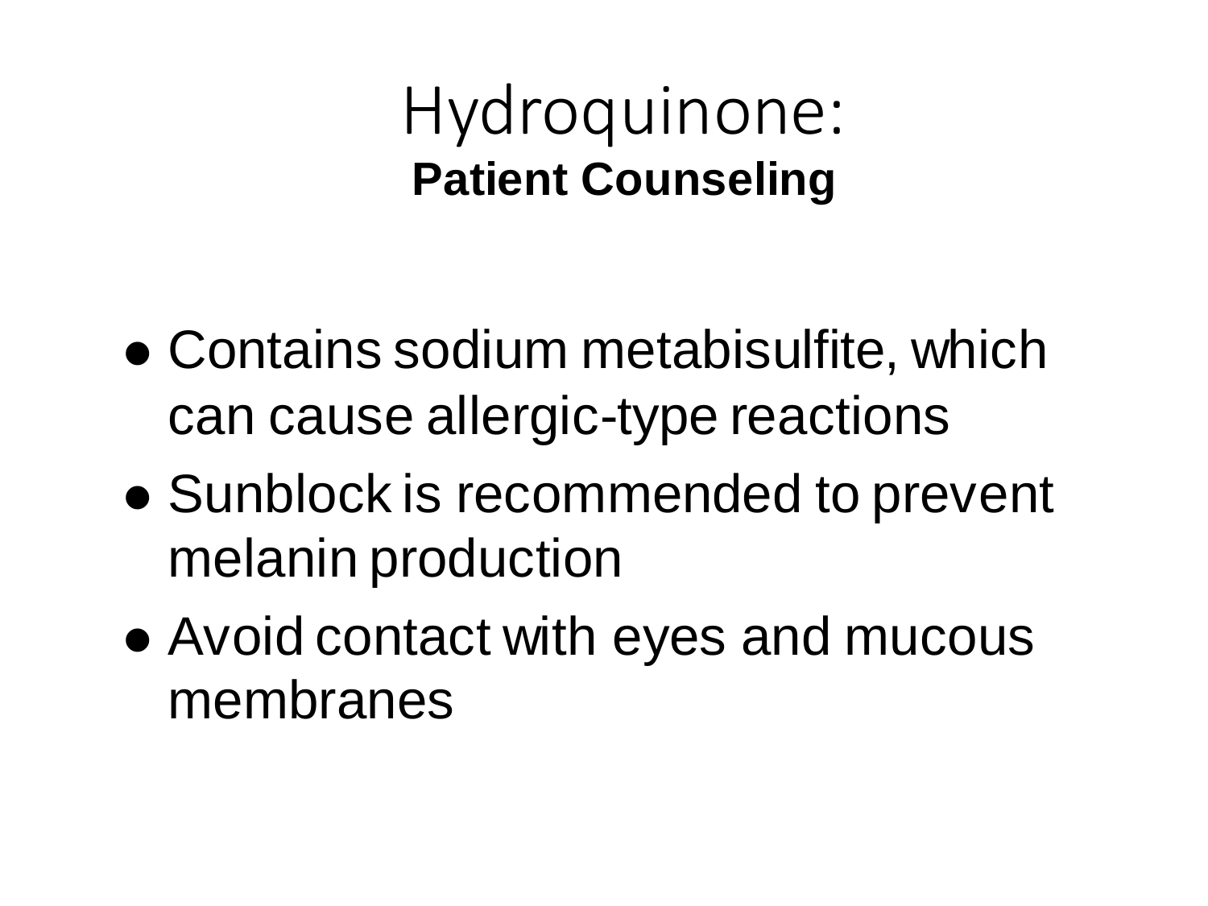# Hydroquinone:
## Patient Counseling

- Contains sodium metabisulfite, which can cause allergic-type reactions
- Sunblock is recommended to prevent melanin production
- Avoid contact with eyes and mucous membranes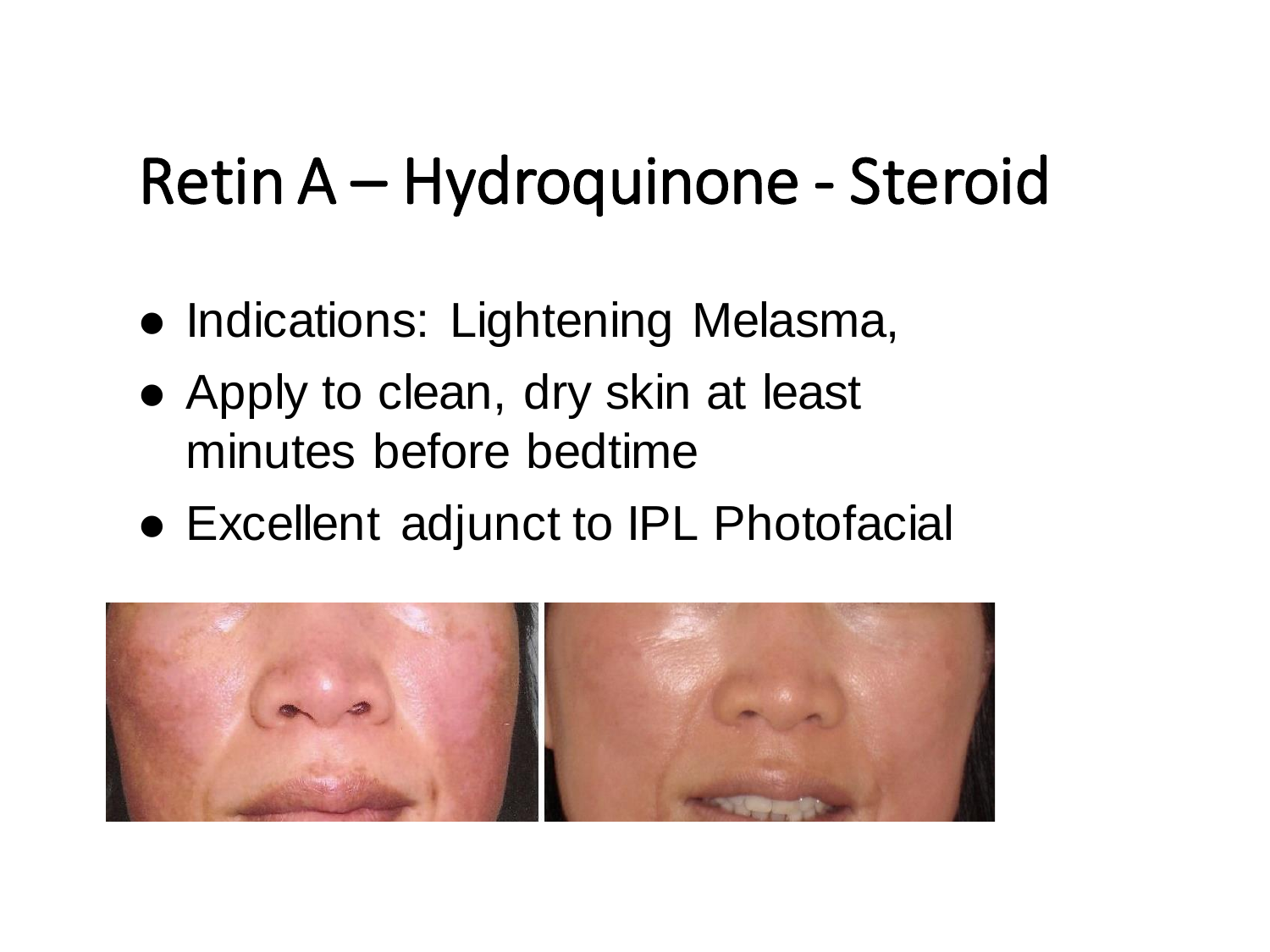# Retin A – Hydroquinone - Steroid

- Indications: Lightening Melasma,
- Apply to clean, dry skin at least minutes before bedtime
- Excellent adjunct to IPL Photofacial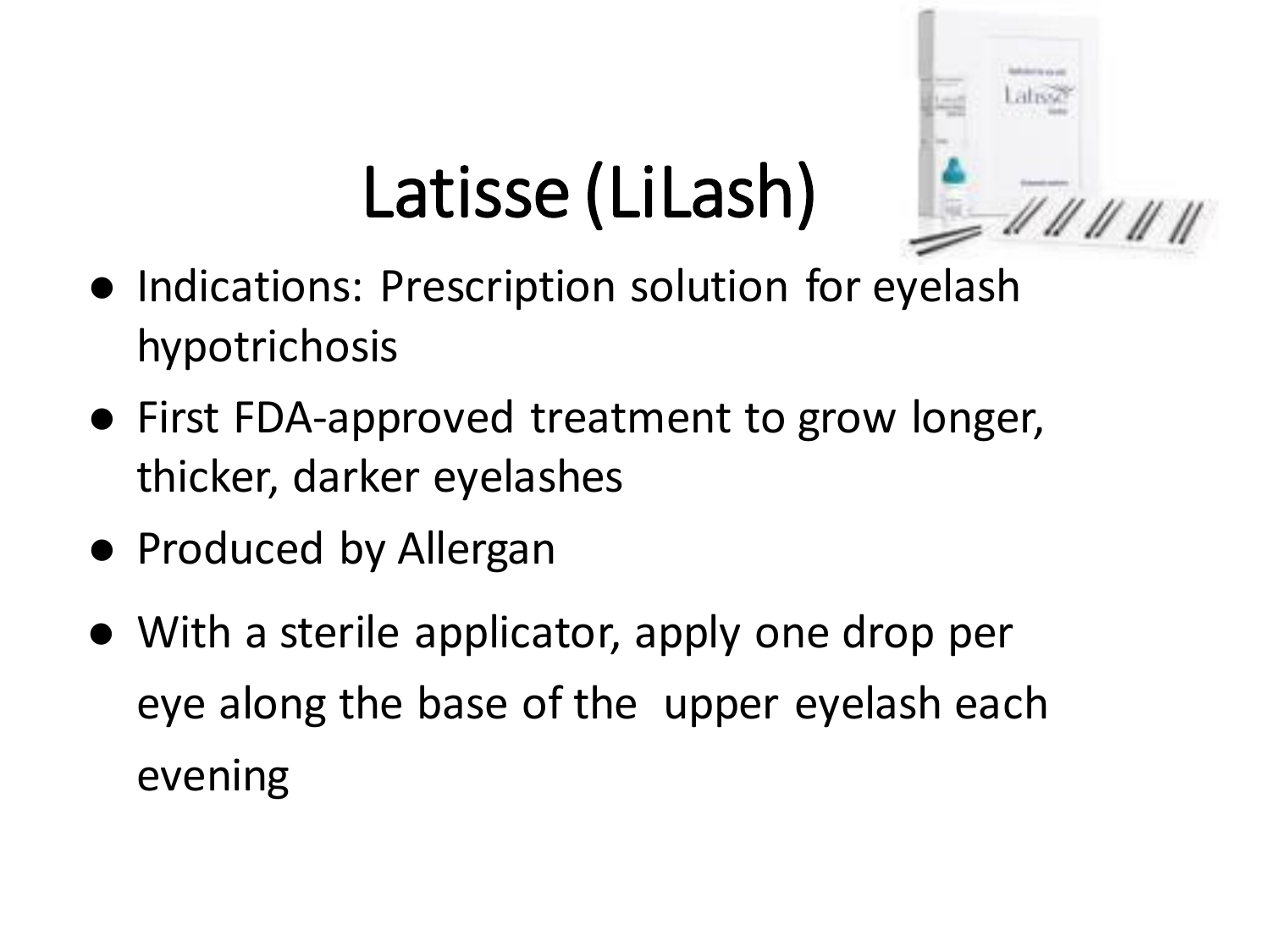# Latisse (LiLash)

- Indications: Prescription solution for eyelash hypotrichosis
- First FDA-approved treatment to grow longer, thicker, darker eyelashes
- Produced by Allergan
- With a sterile applicator, apply one drop per eye along the base of the upper eyelash each evening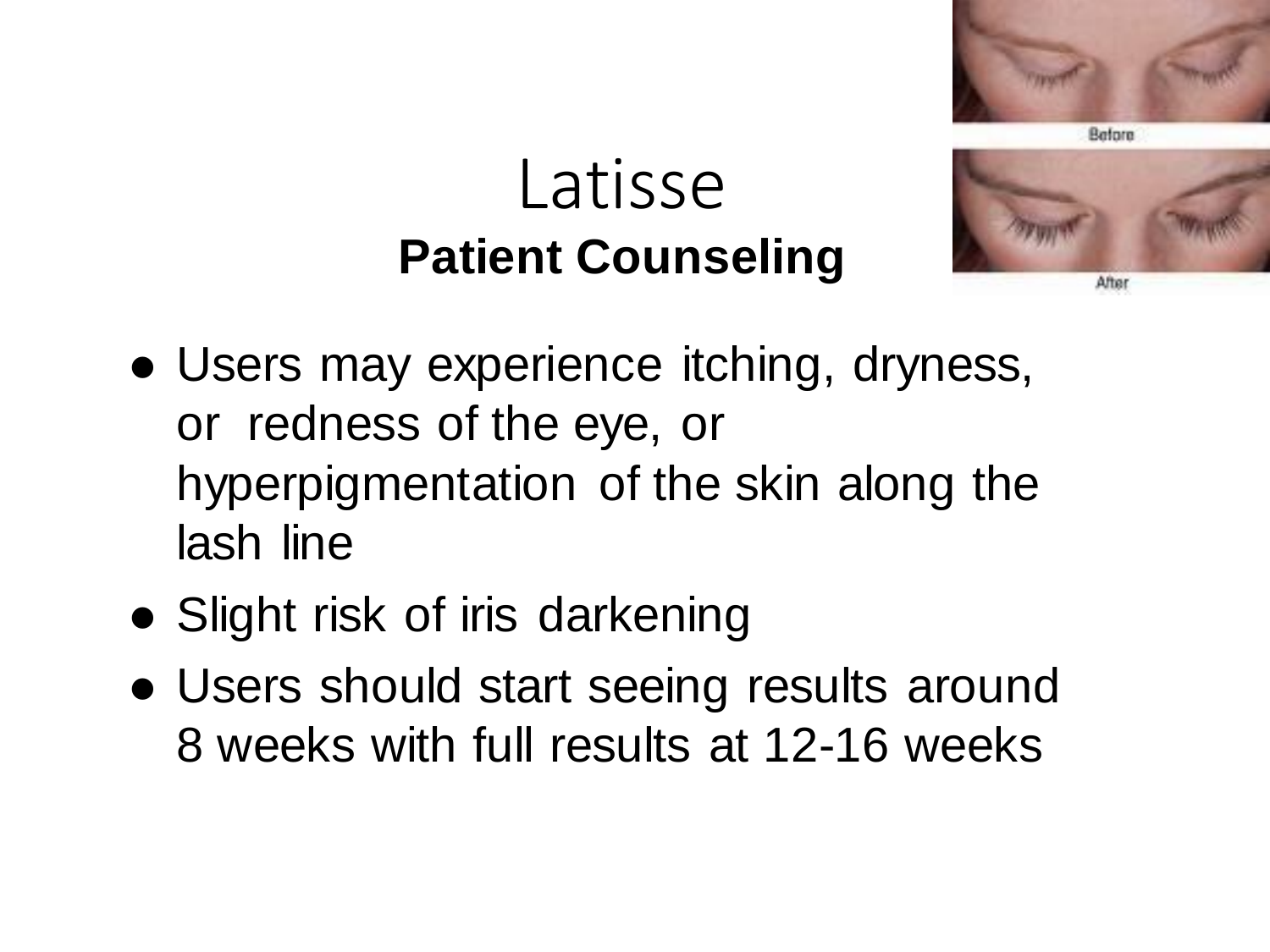# Latisse

## Patient Counseling

Before

After

- Users may experience itching, dryness, or redness of the eye, or hyperpigmentation of the skin along the lash line
- Slight risk of iris darkening
- Users should start seeing results around 8 weeks with full results at 12-16 weeks